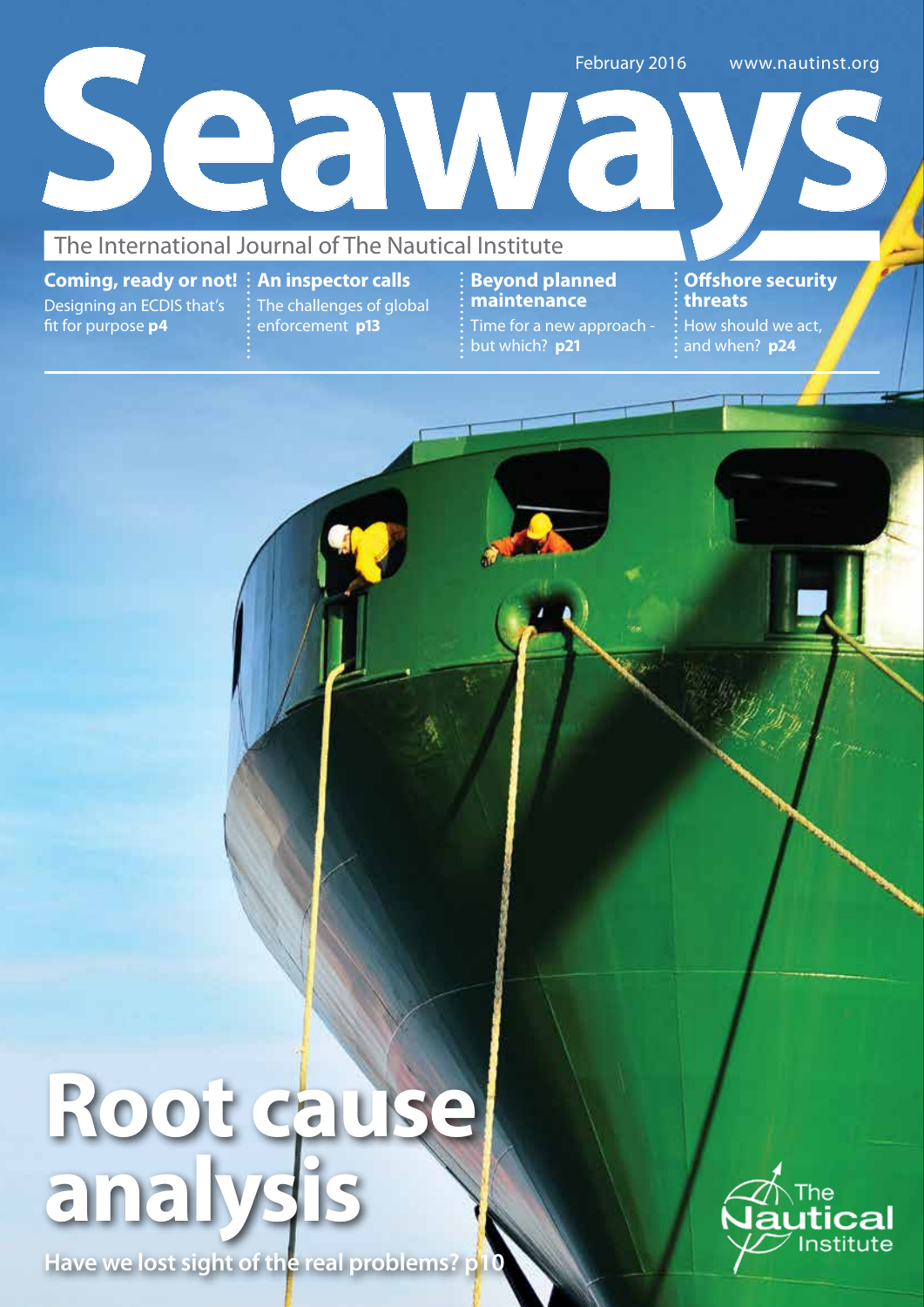February 2016 www.nautinst.org

# Seaways

The International Journal of The Nautical Institute

**Coming, ready or not!**
Designing an ECDIS that's fit for purpose **p4**

**An inspector calls**
The challenges of global enforcement **p13**

**Beyond planned maintenance**
Time for a new approach - but which? **p21**

**Offshore security threats**
How should we act, and when? **p24**

# Root cause analysis

**Have we lost sight of the real problems? p10**

The Nautical Institute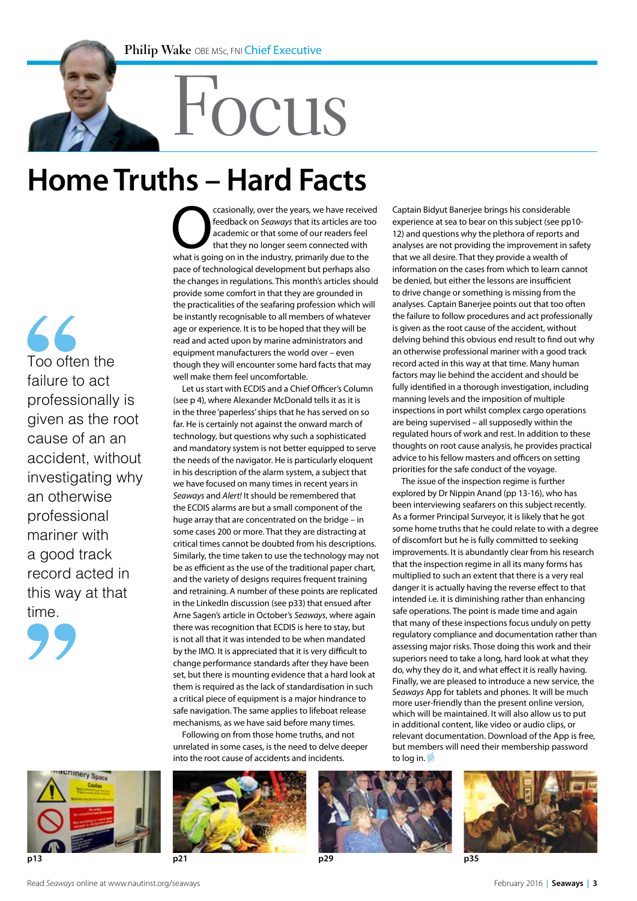Philip Wake OBE MSc, FNI Chief Executive

# Focus

## Home Truths – Hard Facts

> Too often the failure to act professionally is given as the root cause of an an accident, without investigating why an otherwise professional mariner with a good track record acted in this way at that time.

Occasionally, over the years, we have received feedback on *Seaways* that its articles are too academic or that some of our readers feel that they no longer seem connected with what is going on in the industry, primarily due to the pace of technological development but perhaps also the changes in regulations. This month's articles should provide some comfort in that they are grounded in the practicalities of the seafaring profession which will be instantly recognisable to all members of whatever age or experience. It is to be hoped that they will be read and acted upon by marine administrators and equipment manufacturers the world over – even though they will encounter some hard facts that may well make them feel uncomfortable.

Let us start with ECDIS and a Chief Officer's Column (see p 4), where Alexander McDonald tells it as it is in the three 'paperless' ships that he has served on so far. He is certainly not against the onward march of technology, but questions why such a sophisticated and mandatory system is not better equipped to serve the needs of the navigator. He is particularly eloquent in his description of the alarm system, a subject that we have focused on many times in recent years in *Seaways* and *Alert!* It should be remembered that the ECDIS alarms are but a small component of the huge array that are concentrated on the bridge – in some cases 200 or more. That they are distracting at critical times cannot be doubted from his descriptions. Similarly, the time taken to use the technology may not be as efficient as the use of the traditional paper chart, and the variety of designs requires frequent training and retraining. A number of these points are replicated in the LinkedIn discussion (see p33) that ensued after Arne Sagen's article in October's *Seaways*, where again there was recognition that ECDIS is here to stay, but is not all that it was intended to be when mandated by the IMO. It is appreciated that it is very difficult to change performance standards after they have been set, but there is mounting evidence that a hard look at them is required as the lack of standardisation in such a critical piece of equipment is a major hindrance to safe navigation. The same applies to lifeboat release mechanisms, as we have said before many times.

Following on from those home truths, and not unrelated in some cases, is the need to delve deeper into the root cause of accidents and incidents. Captain Bidyut Banerjee brings his considerable experience at sea to bear on this subject (see pp10-12) and questions why the plethora of reports and analyses are not providing the improvement in safety that we all desire. That they provide a wealth of information on the cases from which to learn cannot be denied, but either the lessons are insufficient to drive change or something is missing from the analyses. Captain Banerjee points out that too often the failure to follow procedures and act professionally is given as the root cause of the accident, without delving behind this obvious end result to find out why an otherwise professional mariner with a good track record acted in this way at that time. Many human factors may lie behind the accident and should be fully identified in a thorough investigation, including manning levels and the imposition of multiple inspections in port whilst complex cargo operations are being supervised – all supposedly within the regulated hours of work and rest. In addition to these thoughts on root cause analysis, he provides practical advice to his fellow masters and officers on setting priorities for the safe conduct of the voyage.

The issue of the inspection regime is further explored by Dr Nippin Anand (pp 13-16), who has been interviewing seafarers on this subject recently. As a former Principal Surveyor, it is likely that he got some home truths that he could relate to with a degree of discomfort but he is fully committed to seeking improvements. It is abundantly clear from his research that the inspection regime in all its many forms has multiplied to such an extent that there is a very real danger it is actually having the reverse effect to that intended i.e. it is diminishing rather than enhancing safe operations. The point is made time and again that many of these inspections focus unduly on petty regulatory compliance and documentation rather than assessing major risks. Those doing this work and their superiors need to take a long, hard look at what they do, why they do it, and what effect it is really having.

Finally, we are pleased to introduce a new service, the *Seaways* App for tablets and phones. It will be much more user-friendly than the present online version, which will be maintained. It will also allow us to put in additional content, like video or audio clips, or relevant documentation. Download of the App is free, but members will need their membership password to log in.

p13

p21

p29

p35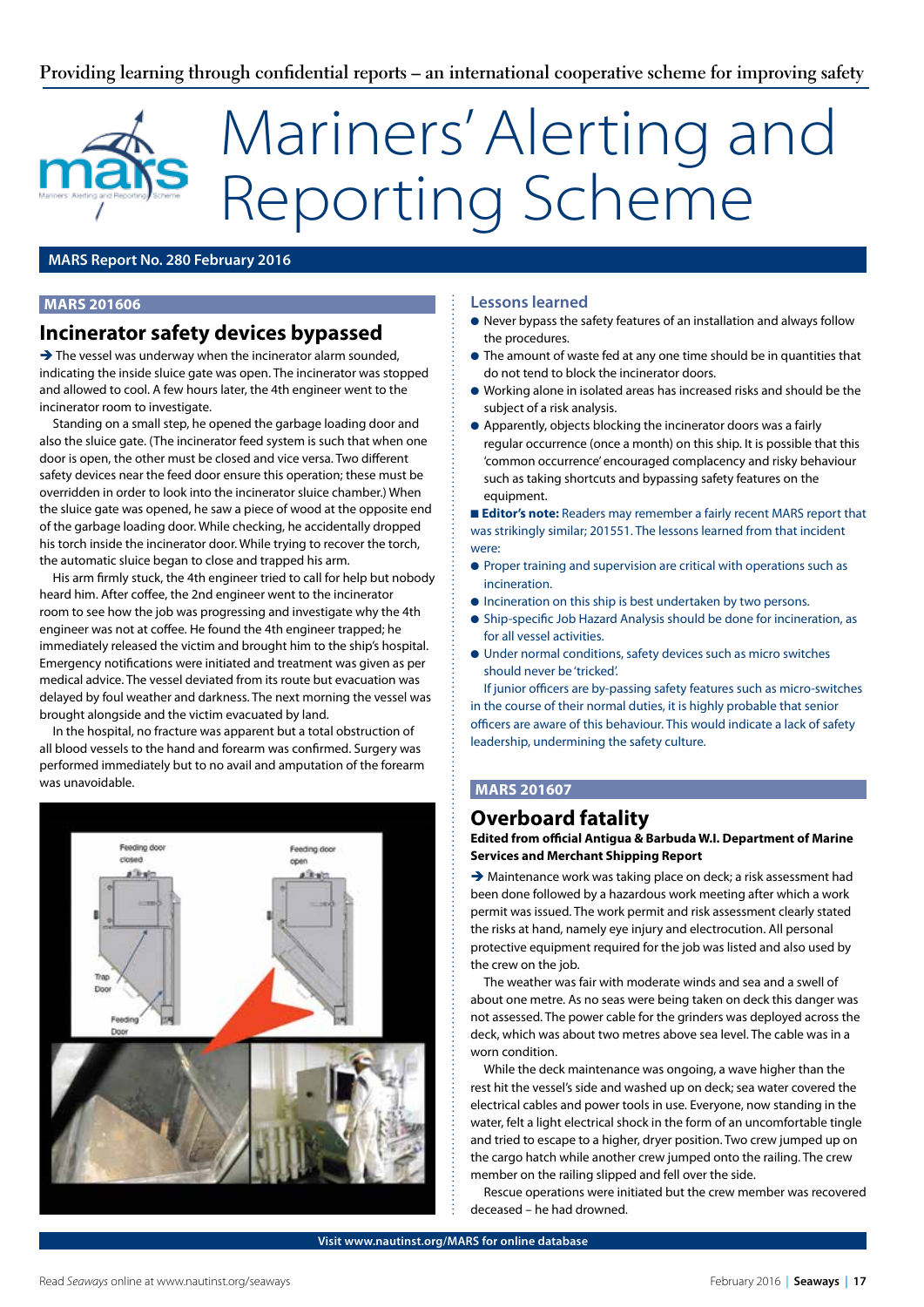Providing learning through confidential reports – an international cooperative scheme for improving safety

# Mariners' Alerting and Reporting Scheme

**MARS Report No. 280 February 2016**

## MARS 201606

## Incinerator safety devices bypassed

➔ The vessel was underway when the incinerator alarm sounded, indicating the inside sluice gate was open. The incinerator was stopped and allowed to cool. A few hours later, the 4th engineer went to the incinerator room to investigate.

Standing on a small step, he opened the garbage loading door and also the sluice gate. (The incinerator feed system is such that when one door is open, the other must be closed and vice versa. Two different safety devices near the feed door ensure this operation; these must be overridden in order to look into the incinerator sluice chamber.) When the sluice gate was opened, he saw a piece of wood at the opposite end of the garbage loading door. While checking, he accidentally dropped his torch inside the incinerator door. While trying to recover the torch, the automatic sluice began to close and trapped his arm.

His arm firmly stuck, the 4th engineer tried to call for help but nobody heard him. After coffee, the 2nd engineer went to the incinerator room to see how the job was progressing and investigate why the 4th engineer was not at coffee. He found the 4th engineer trapped; he immediately released the victim and brought him to the ship's hospital. Emergency notifications were initiated and treatment was given as per medical advice. The vessel deviated from its route but evacuation was delayed by foul weather and darkness. The next morning the vessel was brought alongside and the victim evacuated by land.

In the hospital, no fracture was apparent but a total obstruction of all blood vessels to the hand and forearm was confirmed. Surgery was performed immediately but to no avail and amputation of the forearm was unavoidable.

### Lessons learned

- Never bypass the safety features of an installation and always follow the procedures.
- The amount of waste fed at any one time should be in quantities that do not tend to block the incinerator doors.
- Working alone in isolated areas has increased risks and should be the subject of a risk analysis.
- Apparently, objects blocking the incinerator doors was a fairly regular occurrence (once a month) on this ship. It is possible that this 'common occurrence' encouraged complacency and risky behaviour such as taking shortcuts and bypassing safety features on the equipment.

■ **Editor's note:** Readers may remember a fairly recent MARS report that was strikingly similar; 201551. The lessons learned from that incident were:

- Proper training and supervision are critical with operations such as incineration.
- Incineration on this ship is best undertaken by two persons.
- Ship-specific Job Hazard Analysis should be done for incineration, as for all vessel activities.
- Under normal conditions, safety devices such as micro switches should never be 'tricked'.

If junior officers are by-passing safety features such as micro-switches in the course of their normal duties, it is highly probable that senior officers are aware of this behaviour. This would indicate a lack of safety leadership, undermining the safety culture.

## MARS 201607

## Overboard fatality

**Edited from official Antigua & Barbuda W.I. Department of Marine Services and Merchant Shipping Report**

➔ Maintenance work was taking place on deck; a risk assessment had been done followed by a hazardous work meeting after which a work permit was issued. The work permit and risk assessment clearly stated the risks at hand, namely eye injury and electrocution. All personal protective equipment required for the job was listed and also used by the crew on the job.

The weather was fair with moderate winds and sea and a swell of about one metre. As no seas were being taken on deck this danger was not assessed. The power cable for the grinders was deployed across the deck, which was about two metres above sea level. The cable was in a worn condition.

While the deck maintenance was ongoing, a wave higher than the rest hit the vessel's side and washed up on deck; sea water covered the electrical cables and power tools in use. Everyone, now standing in the water, felt a light electrical shock in the form of an uncomfortable tingle and tried to escape to a higher, dryer position. Two crew jumped up on the cargo hatch while another crew jumped onto the railing. The crew member on the railing slipped and fell over the side.

Rescue operations were initiated but the crew member was recovered deceased – he had drowned.

Visit www.nautinst.org/MARS for online database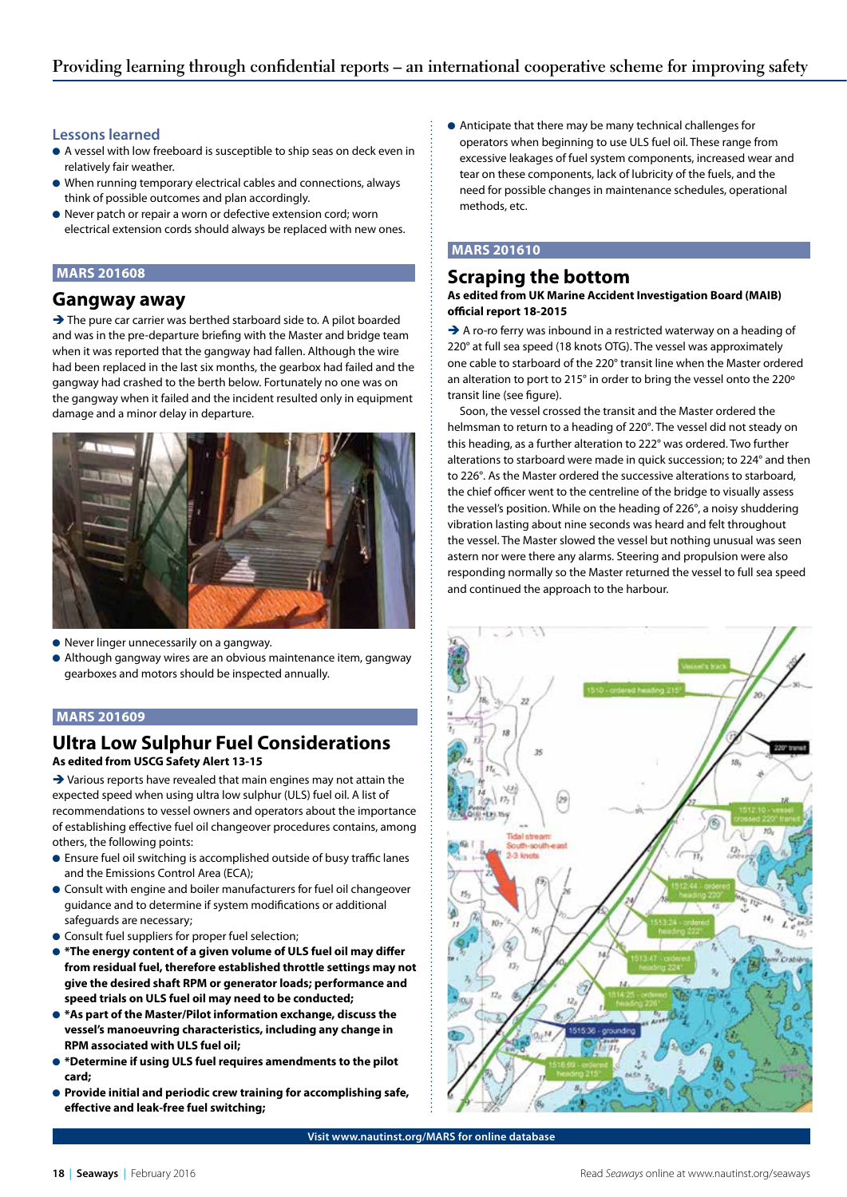### Lessons learned

- A vessel with low freeboard is susceptible to ship seas on deck even in relatively fair weather.
- When running temporary electrical cables and connections, always think of possible outcomes and plan accordingly.
- Never patch or repair a worn or defective extension cord; worn electrical extension cords should always be replaced with new ones.

**MARS 201608**

## Gangway away

→ The pure car carrier was berthed starboard side to. A pilot boarded and was in the pre-departure briefing with the Master and bridge team when it was reported that the gangway had fallen. Although the wire had been replaced in the last six months, the gearbox had failed and the gangway had crashed to the berth below. Fortunately no one was on the gangway when it failed and the incident resulted only in equipment damage and a minor delay in departure.

- Never linger unnecessarily on a gangway.
- Although gangway wires are an obvious maintenance item, gangway gearboxes and motors should be inspected annually.

**MARS 201609**

## Ultra Low Sulphur Fuel Considerations

**As edited from USCG Safety Alert 13-15**

→ Various reports have revealed that main engines may not attain the expected speed when using ultra low sulphur (ULS) fuel oil. A list of recommendations to vessel owners and operators about the importance of establishing effective fuel oil changeover procedures contains, among others, the following points:

- Ensure fuel oil switching is accomplished outside of busy traffic lanes and the Emissions Control Area (ECA);
- Consult with engine and boiler manufacturers for fuel oil changeover guidance and to determine if system modifications or additional safeguards are necessary;
- Consult fuel suppliers for proper fuel selection;
- ***The energy content of a given volume of ULS fuel oil may differ from residual fuel, therefore established throttle settings may not give the desired shaft RPM or generator loads; performance and speed trials on ULS fuel oil may need to be conducted;**
- ***As part of the Master/Pilot information exchange, discuss the vessel's manoeuvring characteristics, including any change in RPM associated with ULS fuel oil;**
- ***Determine if using ULS fuel requires amendments to the pilot card;**
- **Provide initial and periodic crew training for accomplishing safe, effective and leak-free fuel switching;**
- Anticipate that there may be many technical challenges for operators when beginning to use ULS fuel oil. These range from excessive leakages of fuel system components, increased wear and tear on these components, lack of lubricity of the fuels, and the need for possible changes in maintenance schedules, operational methods, etc.

**MARS 201610**

## Scraping the bottom

**As edited from UK Marine Accident Investigation Board (MAIB) official report 18-2015**

→ A ro-ro ferry was inbound in a restricted waterway on a heading of 220° at full sea speed (18 knots OTG). The vessel was approximately one cable to starboard of the 220° transit line when the Master ordered an alteration to port to 215° in order to bring the vessel onto the 220º transit line (see figure).

Soon, the vessel crossed the transit and the Master ordered the helmsman to return to a heading of 220°. The vessel did not steady on this heading, as a further alteration to 222° was ordered. Two further alterations to starboard were made in quick succession; to 224° and then to 226°. As the Master ordered the successive alterations to starboard, the chief officer went to the centreline of the bridge to visually assess the vessel's position. While on the heading of 226°, a noisy shuddering vibration lasting about nine seconds was heard and felt throughout the vessel. The Master slowed the vessel but nothing unusual was seen astern nor were there any alarms. Steering and propulsion were also responding normally so the Master returned the vessel to full sea speed and continued the approach to the harbour.

**Visit www.nautinst.org/MARS for online database**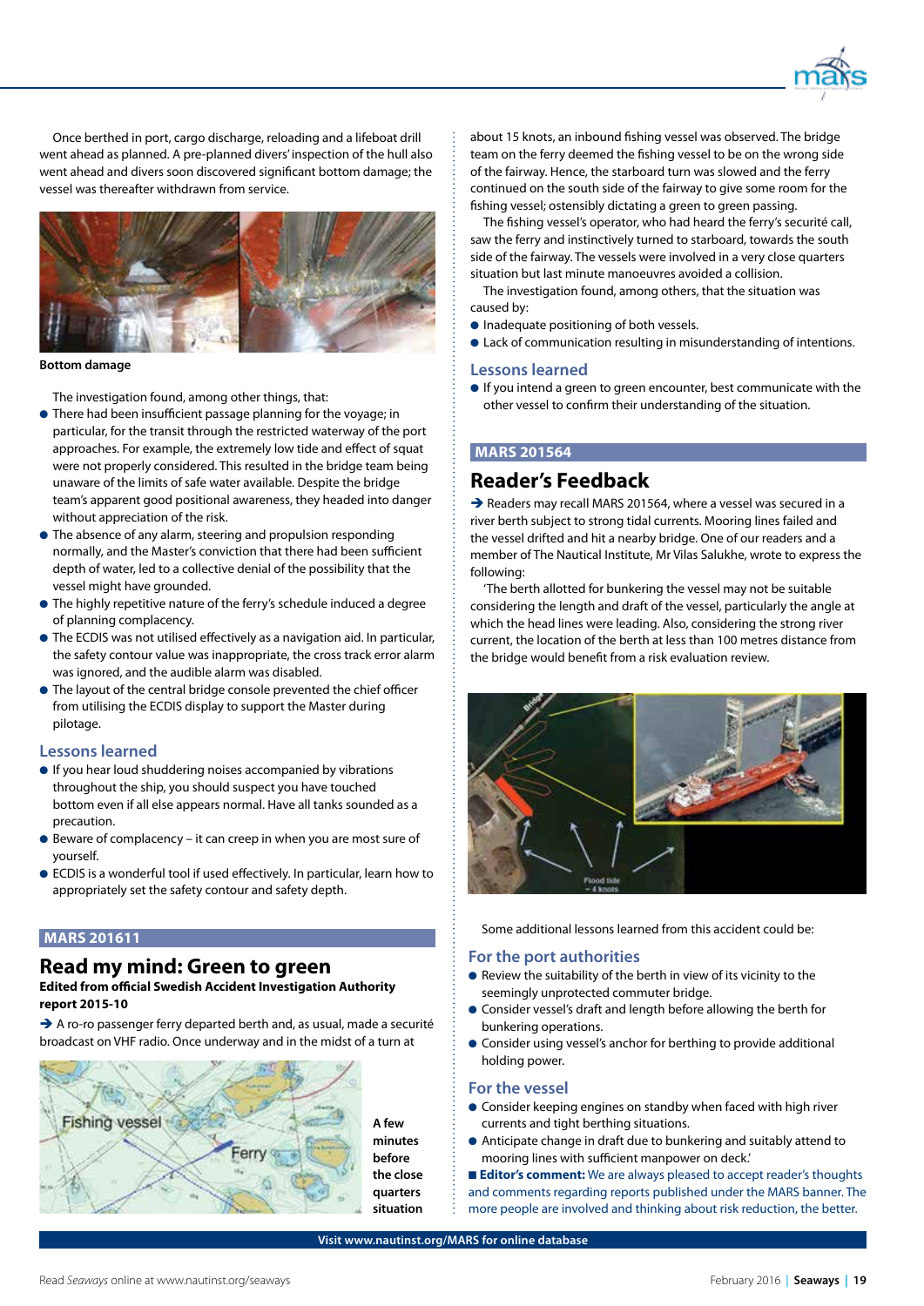Once berthed in port, cargo discharge, reloading and a lifeboat drill went ahead as planned. A pre-planned divers' inspection of the hull also went ahead and divers soon discovered significant bottom damage; the vessel was thereafter withdrawn from service.

**Bottom damage**

The investigation found, among other things, that:

- There had been insufficient passage planning for the voyage; in particular, for the transit through the restricted waterway of the port approaches. For example, the extremely low tide and effect of squat were not properly considered. This resulted in the bridge team being unaware of the limits of safe water available. Despite the bridge team's apparent good positional awareness, they headed into danger without appreciation of the risk.
- The absence of any alarm, steering and propulsion responding normally, and the Master's conviction that there had been sufficient depth of water, led to a collective denial of the possibility that the vessel might have grounded.
- The highly repetitive nature of the ferry's schedule induced a degree of planning complacency.
- The ECDIS was not utilised effectively as a navigation aid. In particular, the safety contour value was inappropriate, the cross track error alarm was ignored, and the audible alarm was disabled.
- The layout of the central bridge console prevented the chief officer from utilising the ECDIS display to support the Master during pilotage.

### Lessons learned

- If you hear loud shuddering noises accompanied by vibrations throughout the ship, you should suspect you have touched bottom even if all else appears normal. Have all tanks sounded as a precaution.
- Beware of complacency – it can creep in when you are most sure of yourself.
- ECDIS is a wonderful tool if used effectively. In particular, learn how to appropriately set the safety contour and safety depth.

## MARS 201611

# Read my mind: Green to green

**Edited from official Swedish Accident Investigation Authority report 2015-10**

➔ A ro-ro passenger ferry departed berth and, as usual, made a securité broadcast on VHF radio. Once underway and in the midst of a turn at about 15 knots, an inbound fishing vessel was observed. The bridge team on the ferry deemed the fishing vessel to be on the wrong side of the fairway. Hence, the starboard turn was slowed and the ferry continued on the south side of the fairway to give some room for the fishing vessel; ostensibly dictating a green to green passing.

**A few minutes before the close quarters situation**

The fishing vessel's operator, who had heard the ferry's securité call, saw the ferry and instinctively turned to starboard, towards the south side of the fairway. The vessels were involved in a very close quarters situation but last minute manoeuvres avoided a collision.

The investigation found, among others, that the situation was caused by:

- Inadequate positioning of both vessels.
- Lack of communication resulting in misunderstanding of intentions.

### Lessons learned

- If you intend a green to green encounter, best communicate with the other vessel to confirm their understanding of the situation.

## MARS 201564

# Reader's Feedback

➔ Readers may recall MARS 201564, where a vessel was secured in a river berth subject to strong tidal currents. Mooring lines failed and the vessel drifted and hit a nearby bridge. One of our readers and a member of The Nautical Institute, Mr Vilas Salukhe, wrote to express the following:

'The berth allotted for bunkering the vessel may not be suitable considering the length and draft of the vessel, particularly the angle at which the head lines were leading. Also, considering the strong river current, the location of the berth at less than 100 metres distance from the bridge would benefit from a risk evaluation review.

Some additional lessons learned from this accident could be:

### For the port authorities

- Review the suitability of the berth in view of its vicinity to the seemingly unprotected commuter bridge.
- Consider vessel's draft and length before allowing the berth for bunkering operations.
- Consider using vessel's anchor for berthing to provide additional holding power.

### For the vessel

- Consider keeping engines on standby when faced with high river currents and tight berthing situations.
- Anticipate change in draft due to bunkering and suitably attend to mooring lines with sufficient manpower on deck.'

■ **Editor's comment:** We are always pleased to accept reader's thoughts and comments regarding reports published under the MARS banner. The more people are involved and thinking about risk reduction, the better.

**Visit www.nautinst.org/MARS for online database**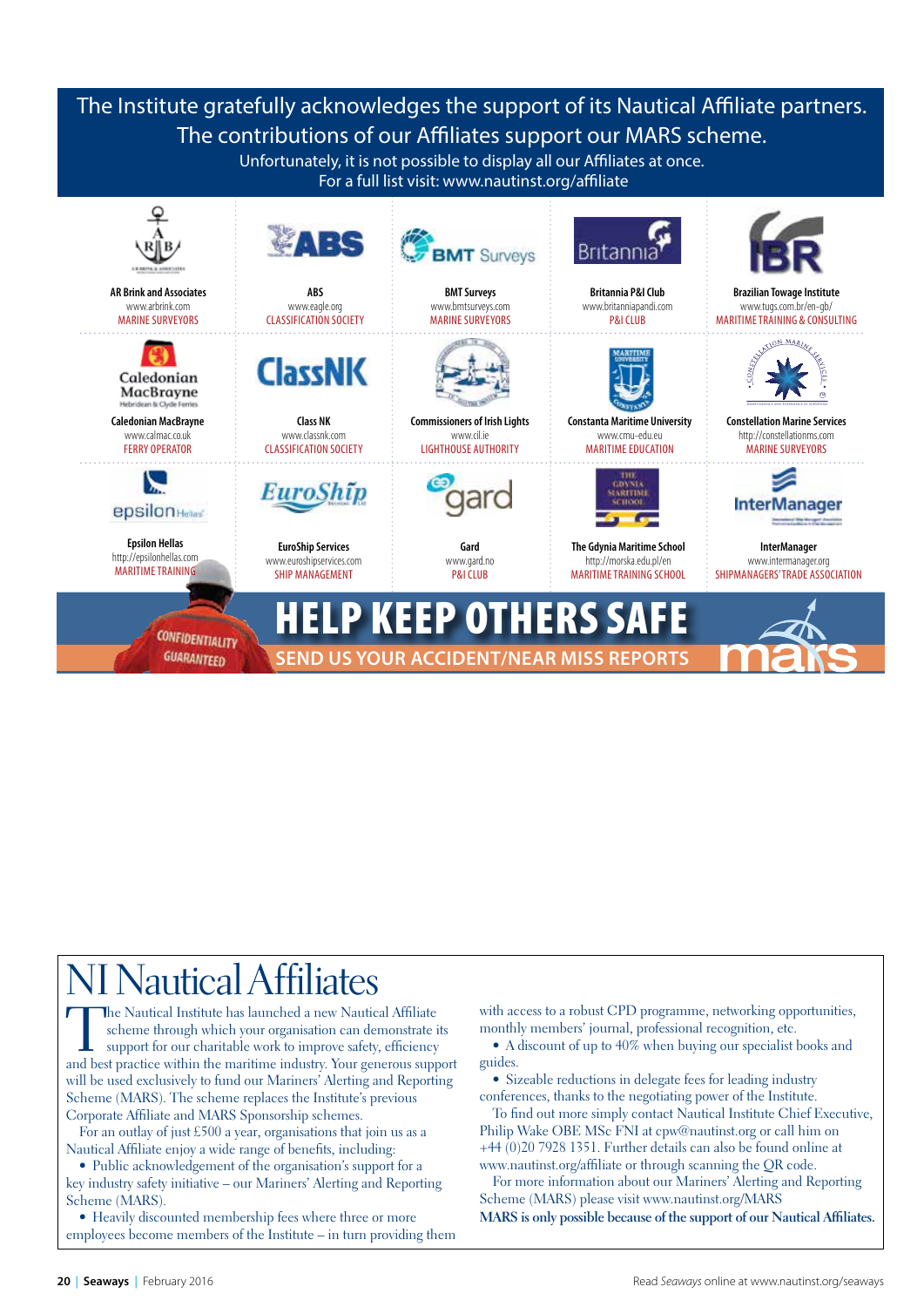The Institute gratefully acknowledges the support of its Nautical Affiliate partners. The contributions of our Affiliates support our MARS scheme.

Unfortunately, it is not possible to display all our Affiliates at once. For a full list visit: www.nautinst.org/affiliate

| | | | | |
|---|---|---|---|---|
| **AR Brink and Associates**<br>www.arbrink.com<br>MARINE SURVEYORS | **ABS**<br>www.eagle.org<br>CLASSIFICATION SOCIETY | **BMT Surveys**<br>www.bmtsurveys.com<br>MARINE SURVEYORS | **Britannia P&I Club**<br>www.britanniapandi.com<br>P&I CLUB | **Brazilian Towage Institute**<br>www.tugs.com.br/en-gb/<br>MARITIME TRAINING & CONSULTING |
| **Caledonian MacBrayne**<br>www.calmac.co.uk<br>FERRY OPERATOR | **Class NK**<br>www.classnk.com<br>CLASSIFICATION SOCIETY | **Commissioners of Irish Lights**<br>www.cil.ie<br>LIGHTHOUSE AUTHORITY | **Constanta Maritime University**<br>www.cmu-edu.eu<br>MARITIME EDUCATION | **Constellation Marine Services**<br>http://constellationms.com<br>MARINE SURVEYORS |
| **Epsilon Hellas**<br>http://epsilonhellas.com<br>MARITIME TRAINING | **EuroShip Services**<br>www.euroshipservices.com<br>SHIP MANAGEMENT | **Gard**<br>www.gard.no<br>P&I CLUB | **The Gdynia Maritime School**<br>http://morska.edu.pl/en<br>MARITIME TRAINING SCHOOL | **InterManager**<br>www.intermanager.org<br>SHIPMANAGERS' TRADE ASSOCIATION |

CONFIDENTIALITY GUARANTEED

**HELP KEEP OTHERS SAFE**

**SEND US YOUR ACCIDENT/NEAR MISS REPORTS**

mars

# NI Nautical Affiliates

The Nautical Institute has launched a new Nautical Affiliate scheme through which your organisation can demonstrate its support for our charitable work to improve safety, efficiency and best practice within the maritime industry. Your generous support will be used exclusively to fund our Mariners' Alerting and Reporting Scheme (MARS). The scheme replaces the Institute's previous Corporate Affiliate and MARS Sponsorship schemes.

For an outlay of just £500 a year, organisations that join us as a Nautical Affiliate enjoy a wide range of benefits, including:

- Public acknowledgement of the organisation's support for a key industry safety initiative – our Mariners' Alerting and Reporting Scheme (MARS).
- Heavily discounted membership fees where three or more employees become members of the Institute – in turn providing them with access to a robust CPD programme, networking opportunities, monthly members' journal, professional recognition, etc.
- A discount of up to 40% when buying our specialist books and guides.
- Sizeable reductions in delegate fees for leading industry conferences, thanks to the negotiating power of the Institute.

To find out more simply contact Nautical Institute Chief Executive, Philip Wake OBE MSc FNI at cpw@nautinst.org or call him on +44 (0)20 7928 1351. Further details can also be found online at www.nautinst.org/affiliate or through scanning the QR code.

For more information about our Mariners' Alerting and Reporting Scheme (MARS) please visit www.nautinst.org/MARS

**MARS is only possible because of the support of our Nautical Affiliates.**